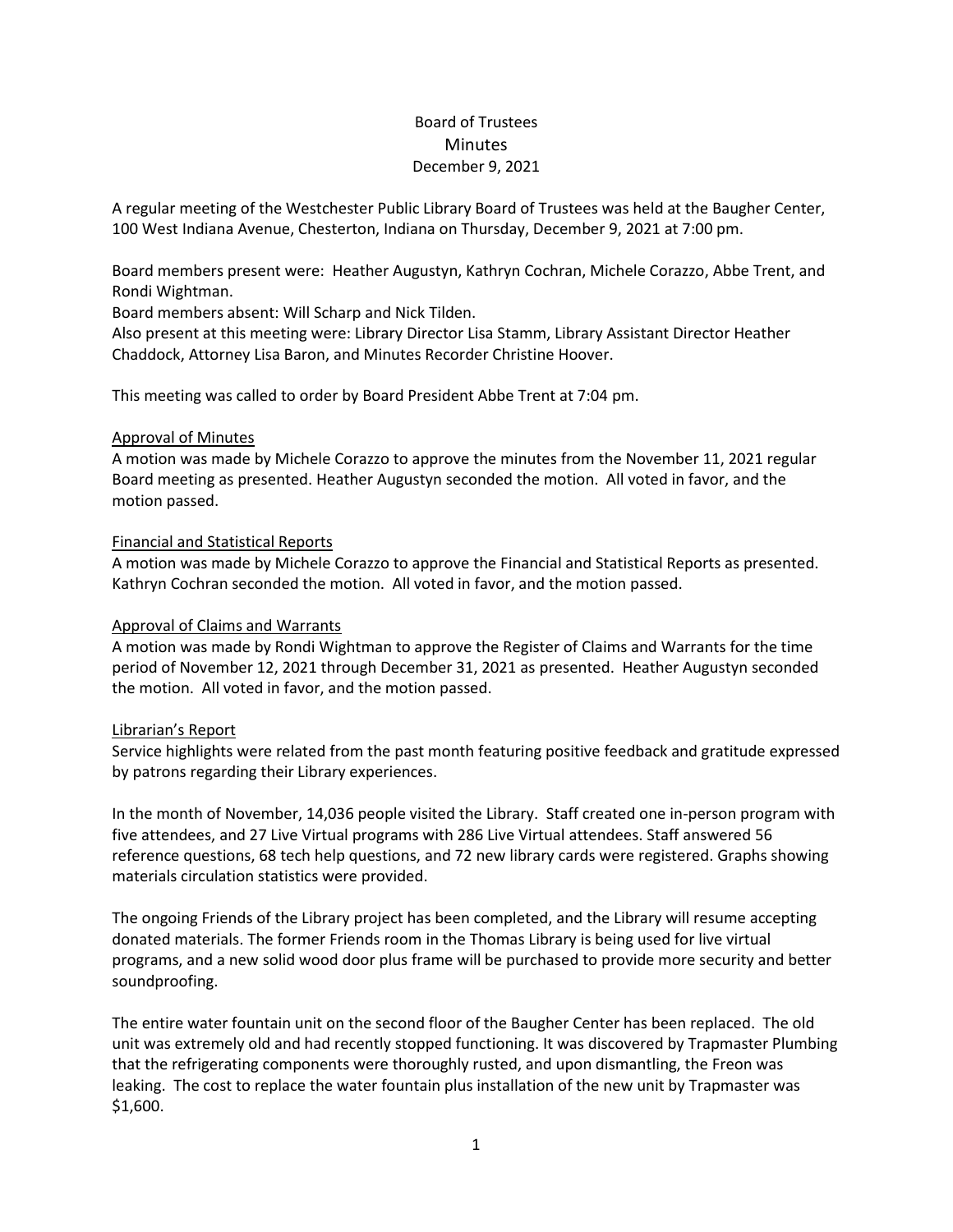# Board of Trustees
## Minutes
### December 9, 2021

A regular meeting of the Westchester Public Library Board of Trustees was held at the Baugher Center, 100 West Indiana Avenue, Chesterton, Indiana on Thursday, December 9, 2021 at 7:00 pm.

Board members present were: Heather Augustyn, Kathryn Cochran, Michele Corazzo, Abbe Trent, and Rondi Wightman.
Board members absent: Will Scharp and Nick Tilden.
Also present at this meeting were: Library Director Lisa Stamm, Library Assistant Director Heather Chaddock, Attorney Lisa Baron, and Minutes Recorder Christine Hoover.

This meeting was called to order by Board President Abbe Trent at 7:04 pm.

Approval of Minutes

A motion was made by Michele Corazzo to approve the minutes from the November 11, 2021 regular Board meeting as presented. Heather Augustyn seconded the motion. All voted in favor, and the motion passed.

Financial and Statistical Reports

A motion was made by Michele Corazzo to approve the Financial and Statistical Reports as presented. Kathryn Cochran seconded the motion. All voted in favor, and the motion passed.

Approval of Claims and Warrants

A motion was made by Rondi Wightman to approve the Register of Claims and Warrants for the time period of November 12, 2021 through December 31, 2021 as presented. Heather Augustyn seconded the motion. All voted in favor, and the motion passed.

Librarian's Report

Service highlights were related from the past month featuring positive feedback and gratitude expressed by patrons regarding their Library experiences.

In the month of November, 14,036 people visited the Library. Staff created one in-person program with five attendees, and 27 Live Virtual programs with 286 Live Virtual attendees. Staff answered 56 reference questions, 68 tech help questions, and 72 new library cards were registered. Graphs showing materials circulation statistics were provided.

The ongoing Friends of the Library project has been completed, and the Library will resume accepting donated materials. The former Friends room in the Thomas Library is being used for live virtual programs, and a new solid wood door plus frame will be purchased to provide more security and better soundproofing.

The entire water fountain unit on the second floor of the Baugher Center has been replaced. The old unit was extremely old and had recently stopped functioning. It was discovered by Trapmaster Plumbing that the refrigerating components were thoroughly rusted, and upon dismantling, the Freon was leaking. The cost to replace the water fountain plus installation of the new unit by Trapmaster was $1,600.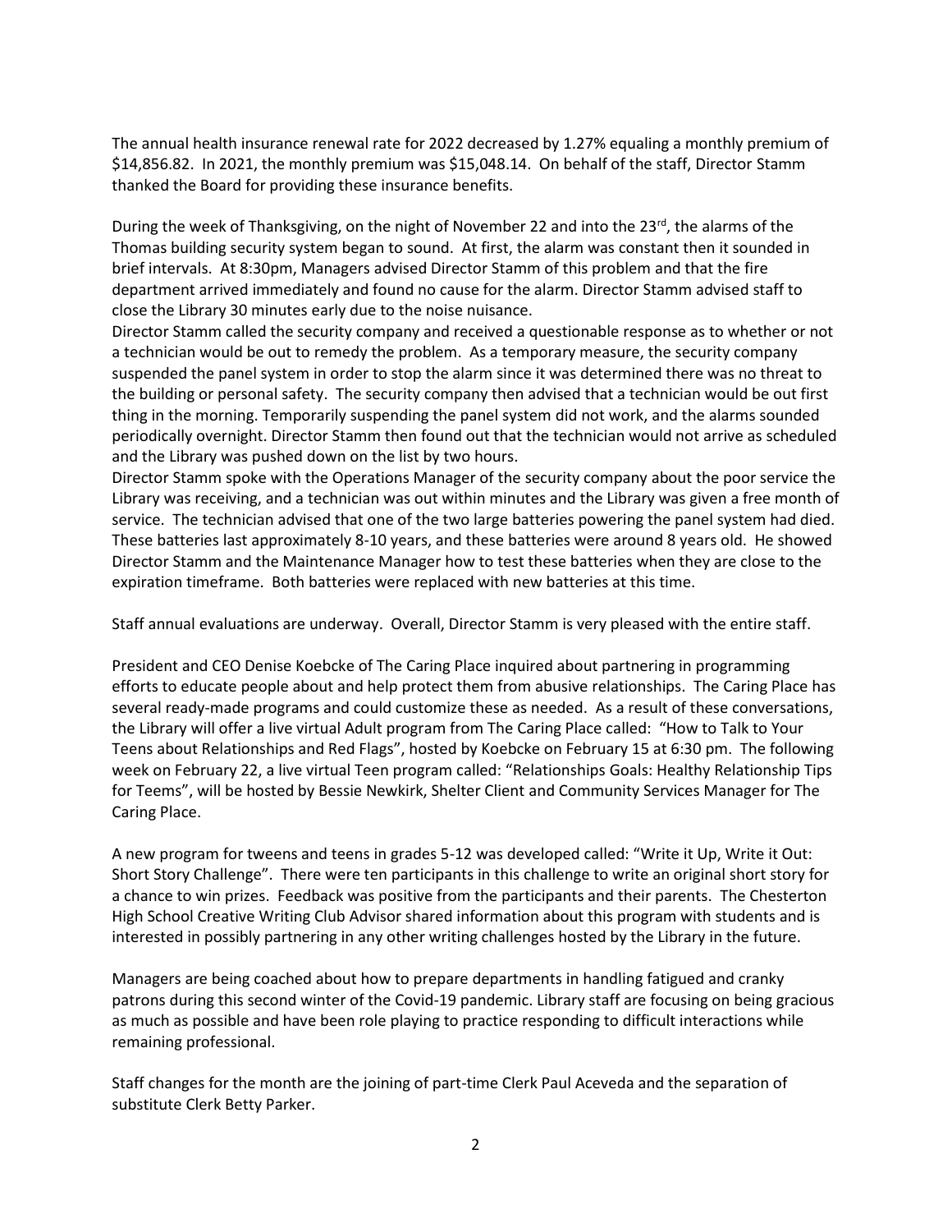The annual health insurance renewal rate for 2022 decreased by 1.27% equaling a monthly premium of $14,856.82. In 2021, the monthly premium was $15,048.14. On behalf of the staff, Director Stamm thanked the Board for providing these insurance benefits.

During the week of Thanksgiving, on the night of November 22 and into the 23rd, the alarms of the Thomas building security system began to sound. At first, the alarm was constant then it sounded in brief intervals. At 8:30pm, Managers advised Director Stamm of this problem and that the fire department arrived immediately and found no cause for the alarm. Director Stamm advised staff to close the Library 30 minutes early due to the noise nuisance.

Director Stamm called the security company and received a questionable response as to whether or not a technician would be out to remedy the problem. As a temporary measure, the security company suspended the panel system in order to stop the alarm since it was determined there was no threat to the building or personal safety. The security company then advised that a technician would be out first thing in the morning. Temporarily suspending the panel system did not work, and the alarms sounded periodically overnight. Director Stamm then found out that the technician would not arrive as scheduled and the Library was pushed down on the list by two hours.

Director Stamm spoke with the Operations Manager of the security company about the poor service the Library was receiving, and a technician was out within minutes and the Library was given a free month of service. The technician advised that one of the two large batteries powering the panel system had died. These batteries last approximately 8-10 years, and these batteries were around 8 years old. He showed Director Stamm and the Maintenance Manager how to test these batteries when they are close to the expiration timeframe. Both batteries were replaced with new batteries at this time.

Staff annual evaluations are underway. Overall, Director Stamm is very pleased with the entire staff.

President and CEO Denise Koebcke of The Caring Place inquired about partnering in programming efforts to educate people about and help protect them from abusive relationships. The Caring Place has several ready-made programs and could customize these as needed. As a result of these conversations, the Library will offer a live virtual Adult program from The Caring Place called: "How to Talk to Your Teens about Relationships and Red Flags", hosted by Koebcke on February 15 at 6:30 pm. The following week on February 22, a live virtual Teen program called: "Relationships Goals: Healthy Relationship Tips for Teems", will be hosted by Bessie Newkirk, Shelter Client and Community Services Manager for The Caring Place.

A new program for tweens and teens in grades 5-12 was developed called: "Write it Up, Write it Out: Short Story Challenge". There were ten participants in this challenge to write an original short story for a chance to win prizes. Feedback was positive from the participants and their parents. The Chesterton High School Creative Writing Club Advisor shared information about this program with students and is interested in possibly partnering in any other writing challenges hosted by the Library in the future.

Managers are being coached about how to prepare departments in handling fatigued and cranky patrons during this second winter of the Covid-19 pandemic. Library staff are focusing on being gracious as much as possible and have been role playing to practice responding to difficult interactions while remaining professional.

Staff changes for the month are the joining of part-time Clerk Paul Aceveda and the separation of substitute Clerk Betty Parker.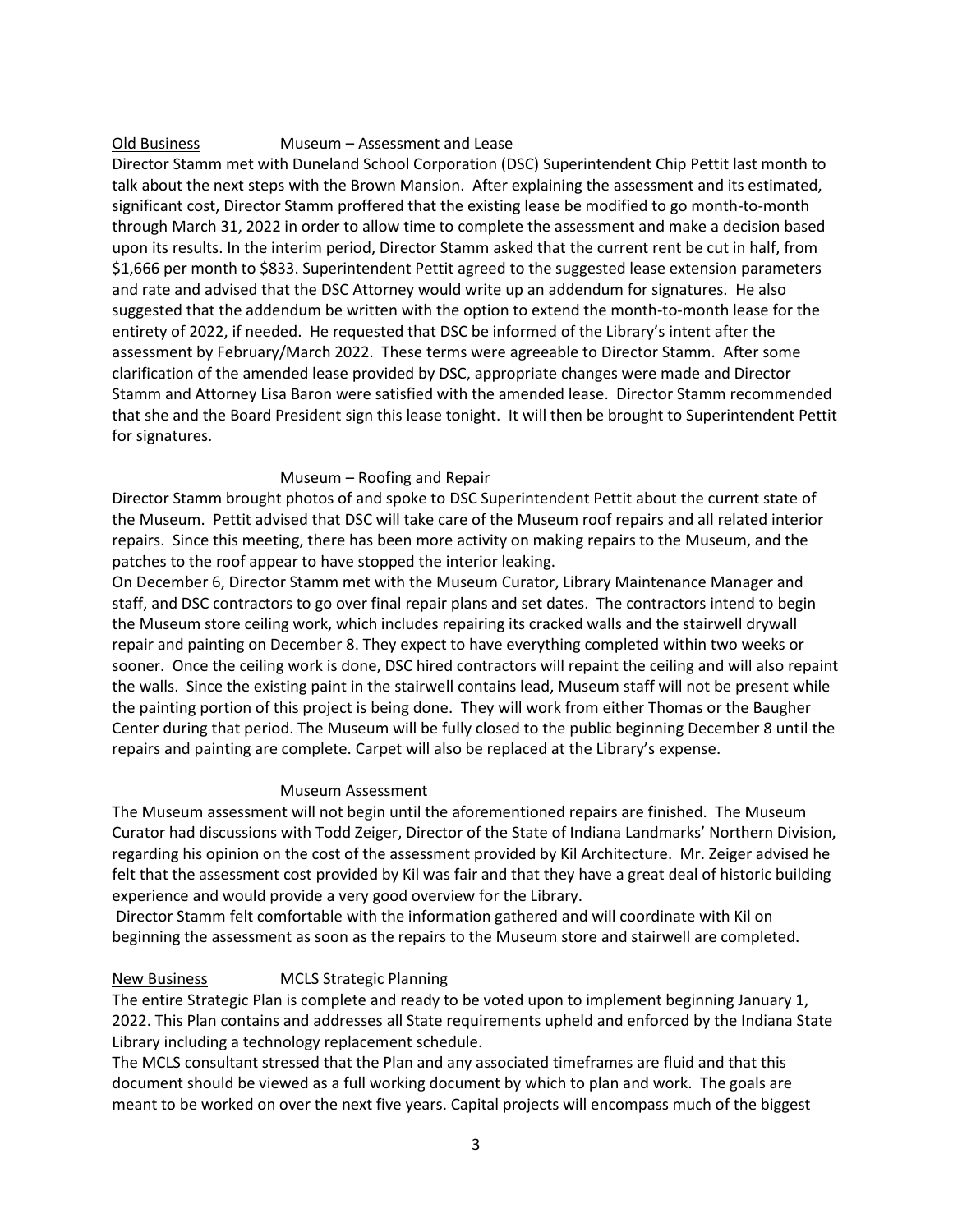Old Business Museum – Assessment and Lease

Director Stamm met with Duneland School Corporation (DSC) Superintendent Chip Pettit last month to talk about the next steps with the Brown Mansion. After explaining the assessment and its estimated, significant cost, Director Stamm proffered that the existing lease be modified to go month-to-month through March 31, 2022 in order to allow time to complete the assessment and make a decision based upon its results. In the interim period, Director Stamm asked that the current rent be cut in half, from $1,666 per month to $833. Superintendent Pettit agreed to the suggested lease extension parameters and rate and advised that the DSC Attorney would write up an addendum for signatures. He also suggested that the addendum be written with the option to extend the month-to-month lease for the entirety of 2022, if needed. He requested that DSC be informed of the Library's intent after the assessment by February/March 2022. These terms were agreeable to Director Stamm. After some clarification of the amended lease provided by DSC, appropriate changes were made and Director Stamm and Attorney Lisa Baron were satisfied with the amended lease. Director Stamm recommended that she and the Board President sign this lease tonight. It will then be brought to Superintendent Pettit for signatures.

Museum – Roofing and Repair

Director Stamm brought photos of and spoke to DSC Superintendent Pettit about the current state of the Museum. Pettit advised that DSC will take care of the Museum roof repairs and all related interior repairs. Since this meeting, there has been more activity on making repairs to the Museum, and the patches to the roof appear to have stopped the interior leaking.

On December 6, Director Stamm met with the Museum Curator, Library Maintenance Manager and staff, and DSC contractors to go over final repair plans and set dates. The contractors intend to begin the Museum store ceiling work, which includes repairing its cracked walls and the stairwell drywall repair and painting on December 8. They expect to have everything completed within two weeks or sooner. Once the ceiling work is done, DSC hired contractors will repaint the ceiling and will also repaint the walls. Since the existing paint in the stairwell contains lead, Museum staff will not be present while the painting portion of this project is being done. They will work from either Thomas or the Baugher Center during that period. The Museum will be fully closed to the public beginning December 8 until the repairs and painting are complete. Carpet will also be replaced at the Library's expense.

Museum Assessment

The Museum assessment will not begin until the aforementioned repairs are finished. The Museum Curator had discussions with Todd Zeiger, Director of the State of Indiana Landmarks' Northern Division, regarding his opinion on the cost of the assessment provided by Kil Architecture. Mr. Zeiger advised he felt that the assessment cost provided by Kil was fair and that they have a great deal of historic building experience and would provide a very good overview for the Library.

Director Stamm felt comfortable with the information gathered and will coordinate with Kil on beginning the assessment as soon as the repairs to the Museum store and stairwell are completed.

New Business MCLS Strategic Planning

The entire Strategic Plan is complete and ready to be voted upon to implement beginning January 1, 2022. This Plan contains and addresses all State requirements upheld and enforced by the Indiana State Library including a technology replacement schedule.

The MCLS consultant stressed that the Plan and any associated timeframes are fluid and that this document should be viewed as a full working document by which to plan and work. The goals are meant to be worked on over the next five years. Capital projects will encompass much of the biggest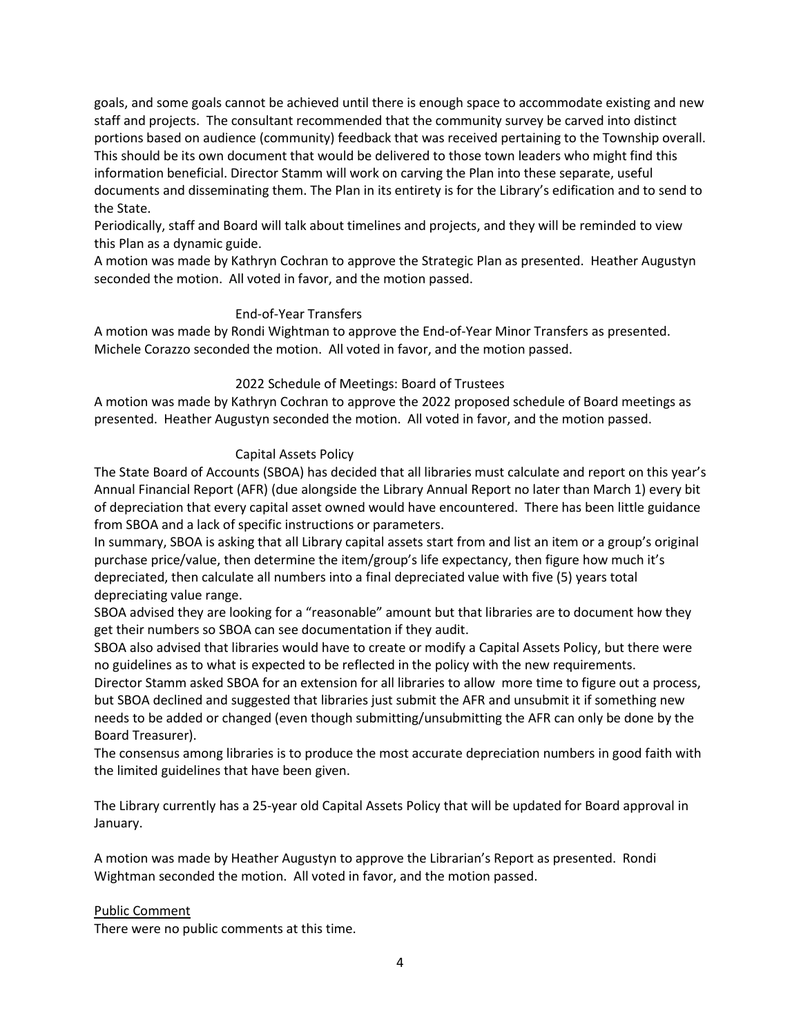goals, and some goals cannot be achieved until there is enough space to accommodate existing and new staff and projects. The consultant recommended that the community survey be carved into distinct portions based on audience (community) feedback that was received pertaining to the Township overall. This should be its own document that would be delivered to those town leaders who might find this information beneficial. Director Stamm will work on carving the Plan into these separate, useful documents and disseminating them. The Plan in its entirety is for the Library's edification and to send to the State.

Periodically, staff and Board will talk about timelines and projects, and they will be reminded to view this Plan as a dynamic guide.

A motion was made by Kathryn Cochran to approve the Strategic Plan as presented. Heather Augustyn seconded the motion. All voted in favor, and the motion passed.

End-of-Year Transfers

A motion was made by Rondi Wightman to approve the End-of-Year Minor Transfers as presented. Michele Corazzo seconded the motion. All voted in favor, and the motion passed.

2022 Schedule of Meetings: Board of Trustees

A motion was made by Kathryn Cochran to approve the 2022 proposed schedule of Board meetings as presented. Heather Augustyn seconded the motion. All voted in favor, and the motion passed.

Capital Assets Policy

The State Board of Accounts (SBOA) has decided that all libraries must calculate and report on this year's Annual Financial Report (AFR) (due alongside the Library Annual Report no later than March 1) every bit of depreciation that every capital asset owned would have encountered. There has been little guidance from SBOA and a lack of specific instructions or parameters.

In summary, SBOA is asking that all Library capital assets start from and list an item or a group's original purchase price/value, then determine the item/group's life expectancy, then figure how much it's depreciated, then calculate all numbers into a final depreciated value with five (5) years total depreciating value range.

SBOA advised they are looking for a "reasonable" amount but that libraries are to document how they get their numbers so SBOA can see documentation if they audit.

SBOA also advised that libraries would have to create or modify a Capital Assets Policy, but there were no guidelines as to what is expected to be reflected in the policy with the new requirements.

Director Stamm asked SBOA for an extension for all libraries to allow more time to figure out a process, but SBOA declined and suggested that libraries just submit the AFR and unsubmit it if something new needs to be added or changed (even though submitting/unsubmitting the AFR can only be done by the Board Treasurer).

The consensus among libraries is to produce the most accurate depreciation numbers in good faith with the limited guidelines that have been given.

The Library currently has a 25-year old Capital Assets Policy that will be updated for Board approval in January.

A motion was made by Heather Augustyn to approve the Librarian's Report as presented. Rondi Wightman seconded the motion. All voted in favor, and the motion passed.

Public Comment

There were no public comments at this time.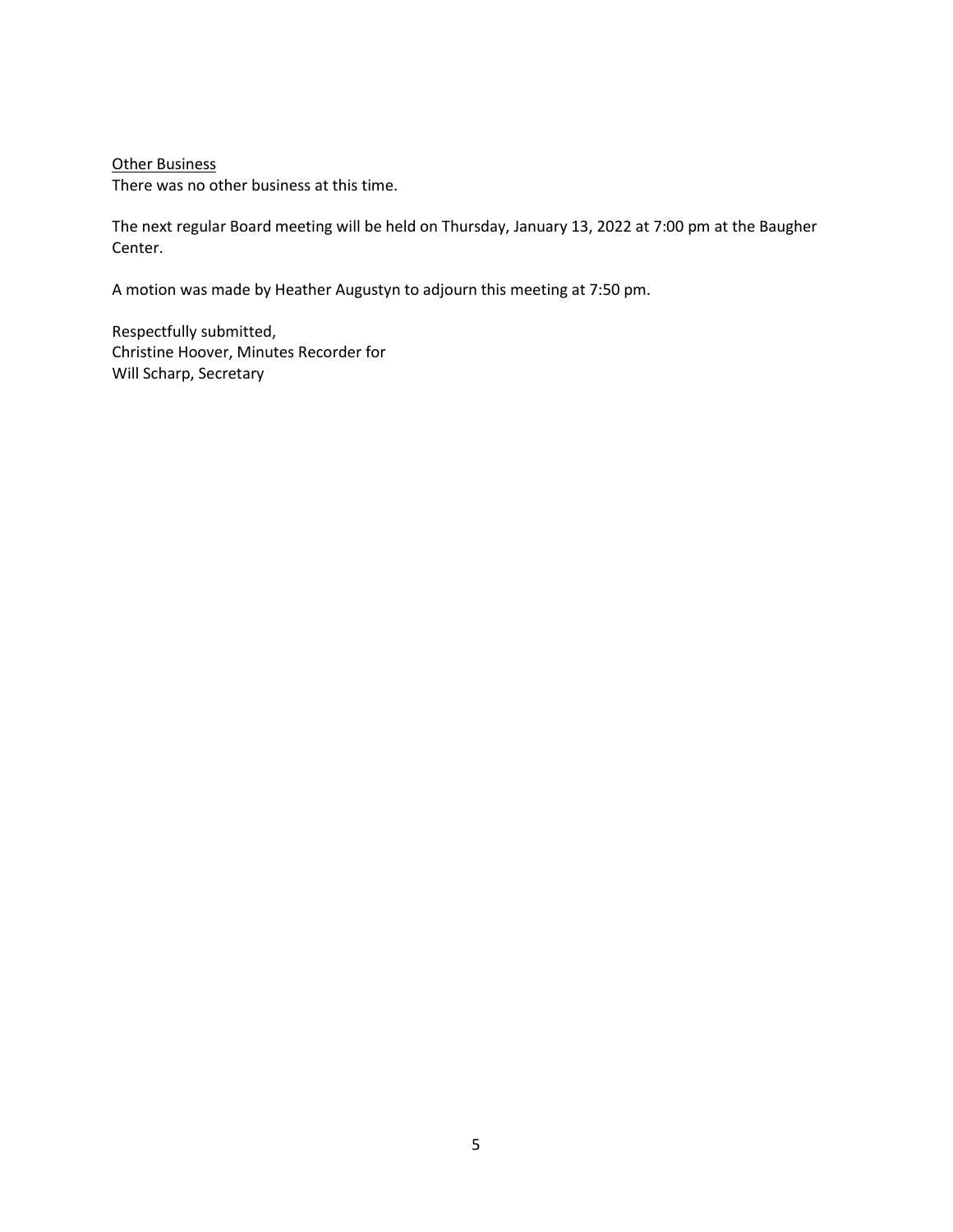<u>Other Business</u>
There was no other business at this time.

The next regular Board meeting will be held on Thursday, January 13, 2022 at 7:00 pm at the Baugher Center.

A motion was made by Heather Augustyn to adjourn this meeting at 7:50 pm.

Respectfully submitted,
Christine Hoover, Minutes Recorder for
Will Scharp, Secretary